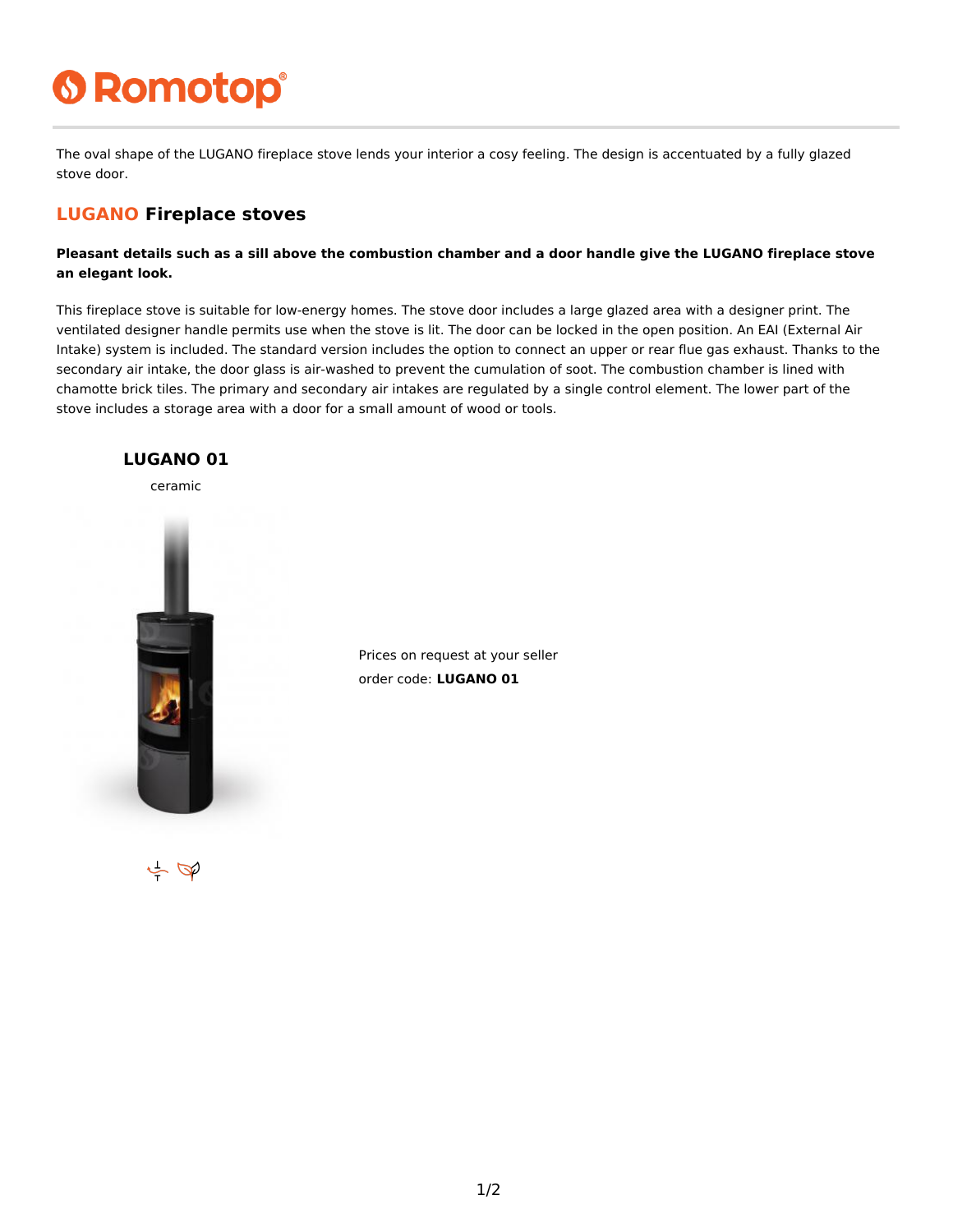The oval shape of the LUGANO fireplace stove lends your interior a cosy feeling. The design is accentuated by a fully glazed stove door.

## LUGANO Fireplace stoves

**Pleasant details such as a sill above the combustion chamber and a door handle give the LUGANO fireplace stove an elegant look.**

This fireplace stove is suitable for low-energy homes. The stove door includes a large glazed area with a designer print. The ventilated designer handle permits use when the stove is lit. The door can be locked in the open position. An EAI (External Air Intake) system is included. The standard version includes the option to connect an upper or rear flue gas exhaust. Thanks to the secondary air intake, the door glass is air-washed to prevent the cumulation of soot. The combustion chamber is lined with chamotte brick tiles. The primary and secondary air intakes are regulated by a single control element. The lower part of the stove includes a storage area with a door for a small amount of wood or tools.

### LUGANO 01

ceramic

Prices on request at your seller

order code: **LUGANO 01**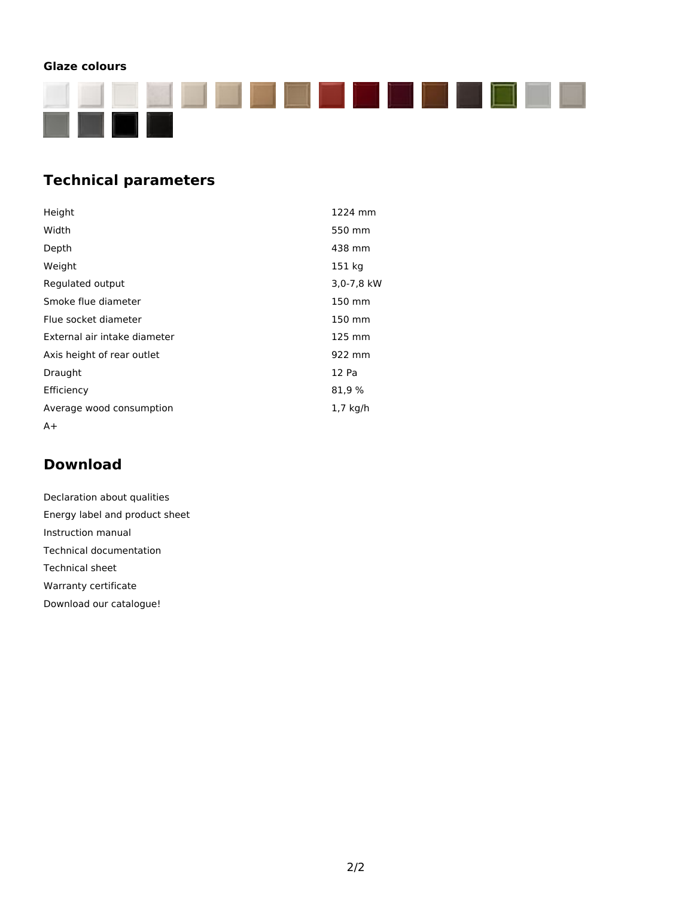**Glaze colours**

## Technical parameters

| | |
|---|---|
| Height | 1224 mm |
| Width | 550 mm |
| Depth | 438 mm |
| Weight | 151 kg |
| Regulated output | 3,0-7,8 kW |
| Smoke flue diameter | 150 mm |
| Flue socket diameter | 150 mm |
| External air intake diameter | 125 mm |
| Axis height of rear outlet | 922 mm |
| Draught | 12 Pa |
| Efficiency | 81,9 % |
| Average wood consumption | 1,7 kg/h |
| A+ | |

## Download

Declaration about qualities

Energy label and product sheet

Instruction manual

Technical documentation

Technical sheet

Warranty certificate

Download our catalogue!